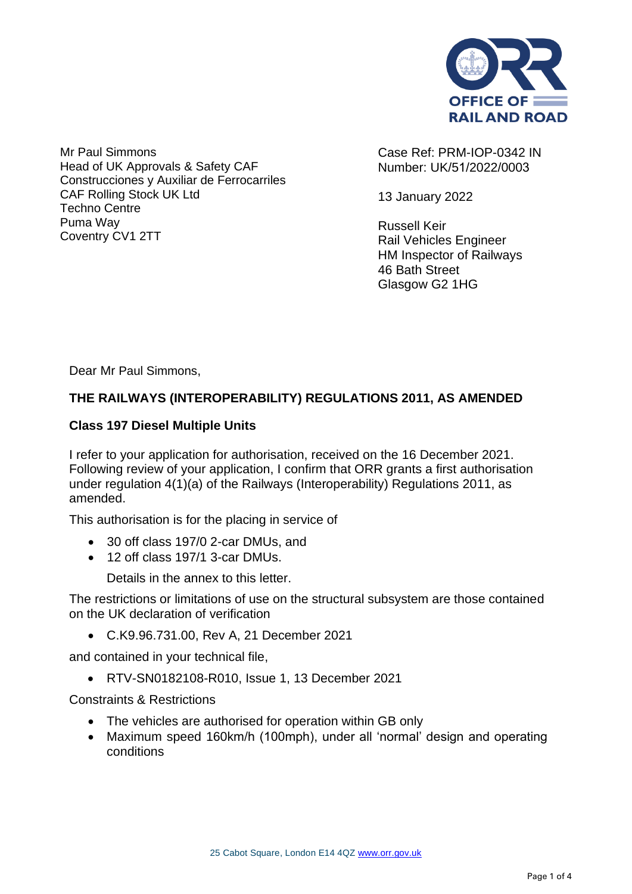Mr Paul Simmons
Head of UK Approvals & Safety CAF
Construcciones y Auxiliar de Ferrocarriles
CAF Rolling Stock UK Ltd
Techno Centre
Puma Way
Coventry CV1 2TT

Case Ref: PRM-IOP-0342 IN
Number: UK/51/2022/0003

13 January 2022

Russell Keir
Rail Vehicles Engineer
HM Inspector of Railways
46 Bath Street
Glasgow G2 1HG

Dear Mr Paul Simmons,

**THE RAILWAYS (INTEROPERABILITY) REGULATIONS 2011, AS AMENDED**

**Class 197 Diesel Multiple Units**

I refer to your application for authorisation, received on the 16 December 2021. Following review of your application, I confirm that ORR grants a first authorisation under regulation 4(1)(a) of the Railways (Interoperability) Regulations 2011, as amended.

This authorisation is for the placing in service of

- 30 off class 197/0 2-car DMUs, and
- 12 off class 197/1 3-car DMUs.

  Details in the annex to this letter.

The restrictions or limitations of use on the structural subsystem are those contained on the UK declaration of verification

- C.K9.96.731.00, Rev A, 21 December 2021

and contained in your technical file,

- RTV-SN0182108-R010, Issue 1, 13 December 2021

Constraints & Restrictions

- The vehicles are authorised for operation within GB only
- Maximum speed 160km/h (100mph), under all 'normal' design and operating conditions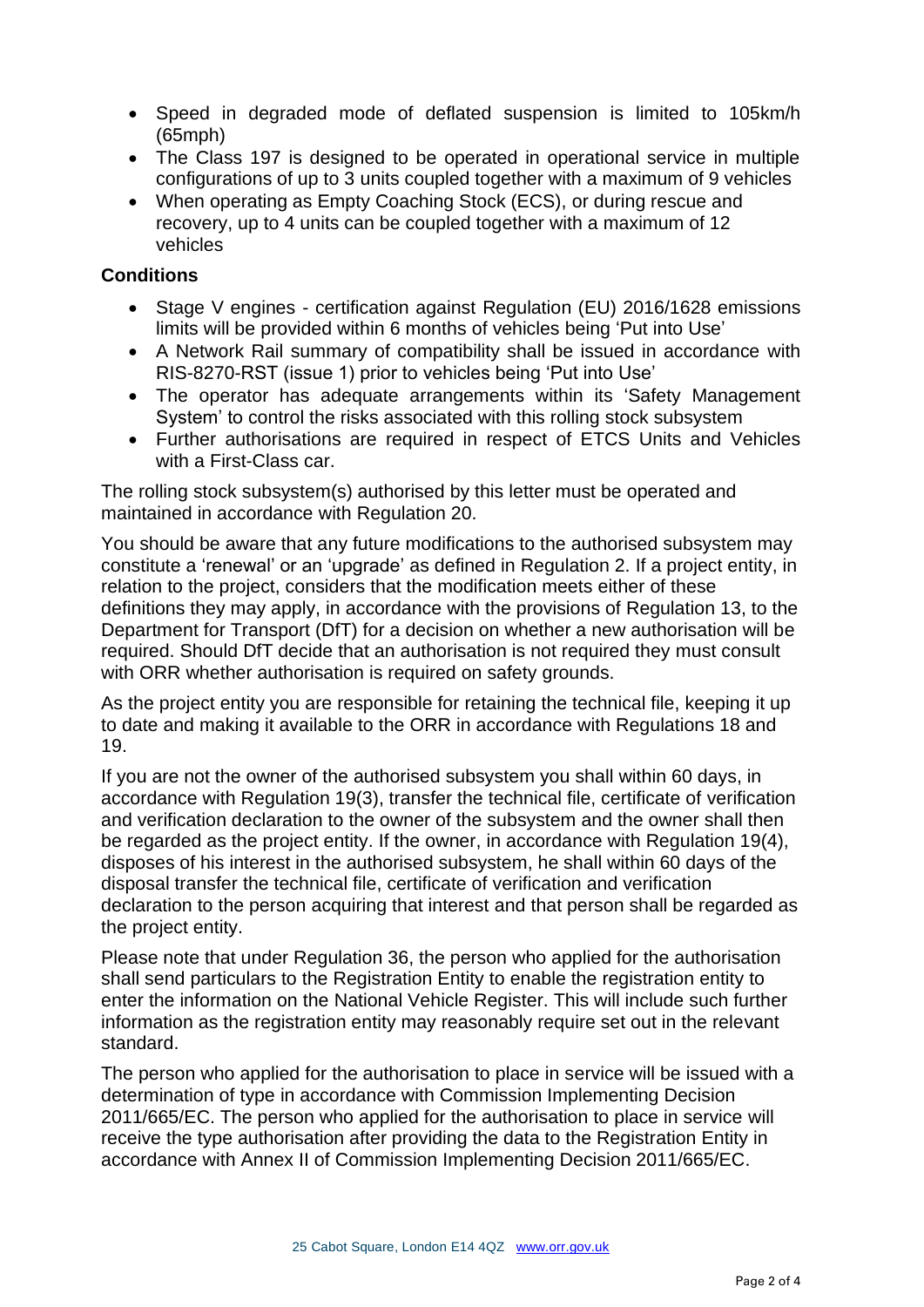- Speed in degraded mode of deflated suspension is limited to 105km/h (65mph)
- The Class 197 is designed to be operated in operational service in multiple configurations of up to 3 units coupled together with a maximum of 9 vehicles
- When operating as Empty Coaching Stock (ECS), or during rescue and recovery, up to 4 units can be coupled together with a maximum of 12 vehicles

**Conditions**

- Stage V engines - certification against Regulation (EU) 2016/1628 emissions limits will be provided within 6 months of vehicles being 'Put into Use'
- A Network Rail summary of compatibility shall be issued in accordance with RIS-8270-RST (issue 1) prior to vehicles being 'Put into Use'
- The operator has adequate arrangements within its 'Safety Management System' to control the risks associated with this rolling stock subsystem
- Further authorisations are required in respect of ETCS Units and Vehicles with a First-Class car.

The rolling stock subsystem(s) authorised by this letter must be operated and maintained in accordance with Regulation 20.

You should be aware that any future modifications to the authorised subsystem may constitute a 'renewal' or an 'upgrade' as defined in Regulation 2. If a project entity, in relation to the project, considers that the modification meets either of these definitions they may apply, in accordance with the provisions of Regulation 13, to the Department for Transport (DfT) for a decision on whether a new authorisation will be required. Should DfT decide that an authorisation is not required they must consult with ORR whether authorisation is required on safety grounds.

As the project entity you are responsible for retaining the technical file, keeping it up to date and making it available to the ORR in accordance with Regulations 18 and 19.

If you are not the owner of the authorised subsystem you shall within 60 days, in accordance with Regulation 19(3), transfer the technical file, certificate of verification and verification declaration to the owner of the subsystem and the owner shall then be regarded as the project entity. If the owner, in accordance with Regulation 19(4), disposes of his interest in the authorised subsystem, he shall within 60 days of the disposal transfer the technical file, certificate of verification and verification declaration to the person acquiring that interest and that person shall be regarded as the project entity.

Please note that under Regulation 36, the person who applied for the authorisation shall send particulars to the Registration Entity to enable the registration entity to enter the information on the National Vehicle Register. This will include such further information as the registration entity may reasonably require set out in the relevant standard.

The person who applied for the authorisation to place in service will be issued with a determination of type in accordance with Commission Implementing Decision 2011/665/EC. The person who applied for the authorisation to place in service will receive the type authorisation after providing the data to the Registration Entity in accordance with Annex II of Commission Implementing Decision 2011/665/EC.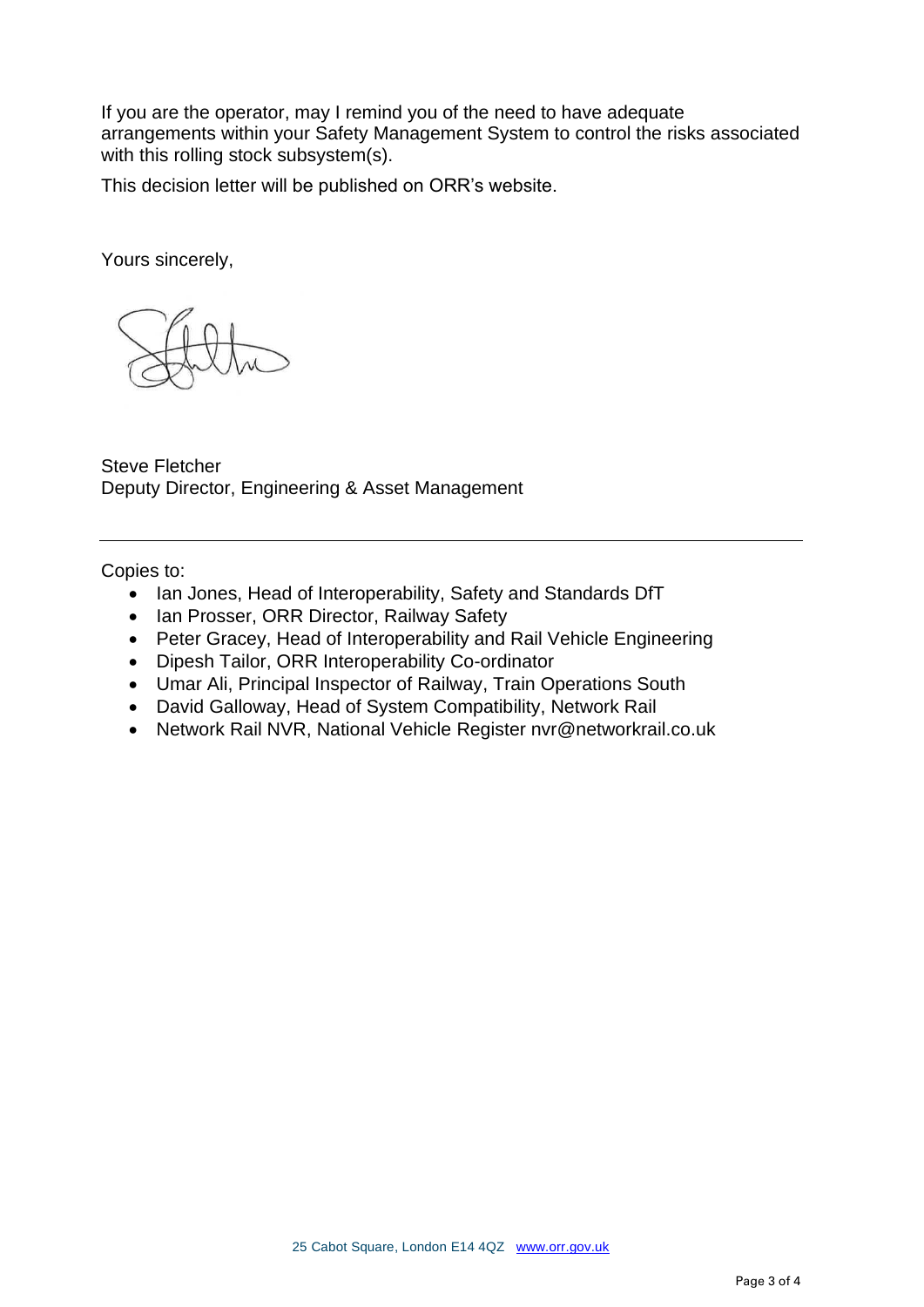If you are the operator, may I remind you of the need to have adequate arrangements within your Safety Management System to control the risks associated with this rolling stock subsystem(s).

This decision letter will be published on ORR's website.

Yours sincerely,

Steve Fletcher
Deputy Director, Engineering & Asset Management

---

Copies to:

- Ian Jones, Head of Interoperability, Safety and Standards DfT
- Ian Prosser, ORR Director, Railway Safety
- Peter Gracey, Head of Interoperability and Rail Vehicle Engineering
- Dipesh Tailor, ORR Interoperability Co-ordinator
- Umar Ali, Principal Inspector of Railway, Train Operations South
- David Galloway, Head of System Compatibility, Network Rail
- Network Rail NVR, National Vehicle Register nvr@networkrail.co.uk

25 Cabot Square, London E14 4QZ www.orr.gov.uk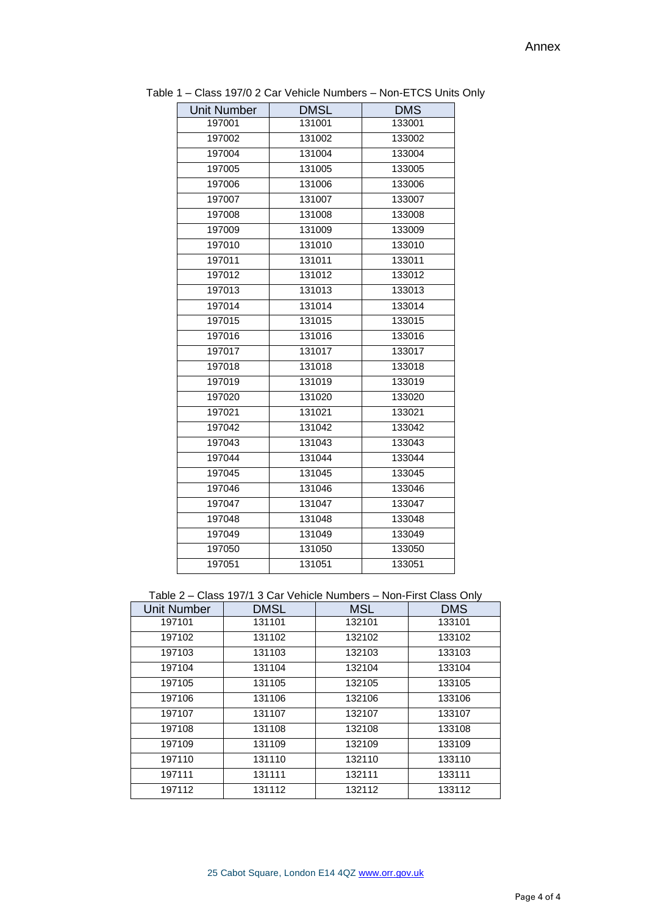# Annex

Table 1 – Class 197/0 2 Car Vehicle Numbers – Non-ETCS Units Only

| Unit Number | DMSL | DMS |
|---|---|---|
| 197001 | 131001 | 133001 |
| 197002 | 131002 | 133002 |
| 197004 | 131004 | 133004 |
| 197005 | 131005 | 133005 |
| 197006 | 131006 | 133006 |
| 197007 | 131007 | 133007 |
| 197008 | 131008 | 133008 |
| 197009 | 131009 | 133009 |
| 197010 | 131010 | 133010 |
| 197011 | 131011 | 133011 |
| 197012 | 131012 | 133012 |
| 197013 | 131013 | 133013 |
| 197014 | 131014 | 133014 |
| 197015 | 131015 | 133015 |
| 197016 | 131016 | 133016 |
| 197017 | 131017 | 133017 |
| 197018 | 131018 | 133018 |
| 197019 | 131019 | 133019 |
| 197020 | 131020 | 133020 |
| 197021 | 131021 | 133021 |
| 197042 | 131042 | 133042 |
| 197043 | 131043 | 133043 |
| 197044 | 131044 | 133044 |
| 197045 | 131045 | 133045 |
| 197046 | 131046 | 133046 |
| 197047 | 131047 | 133047 |
| 197048 | 131048 | 133048 |
| 197049 | 131049 | 133049 |
| 197050 | 131050 | 133050 |
| 197051 | 131051 | 133051 |

Table 2 – Class 197/1 3 Car Vehicle Numbers – Non-First Class Only

| Unit Number | DMSL | MSL | DMS |
|---|---|---|---|
| 197101 | 131101 | 132101 | 133101 |
| 197102 | 131102 | 132102 | 133102 |
| 197103 | 131103 | 132103 | 133103 |
| 197104 | 131104 | 132104 | 133104 |
| 197105 | 131105 | 132105 | 133105 |
| 197106 | 131106 | 132106 | 133106 |
| 197107 | 131107 | 132107 | 133107 |
| 197108 | 131108 | 132108 | 133108 |
| 197109 | 131109 | 132109 | 133109 |
| 197110 | 131110 | 132110 | 133110 |
| 197111 | 131111 | 132111 | 133111 |
| 197112 | 131112 | 132112 | 133112 |